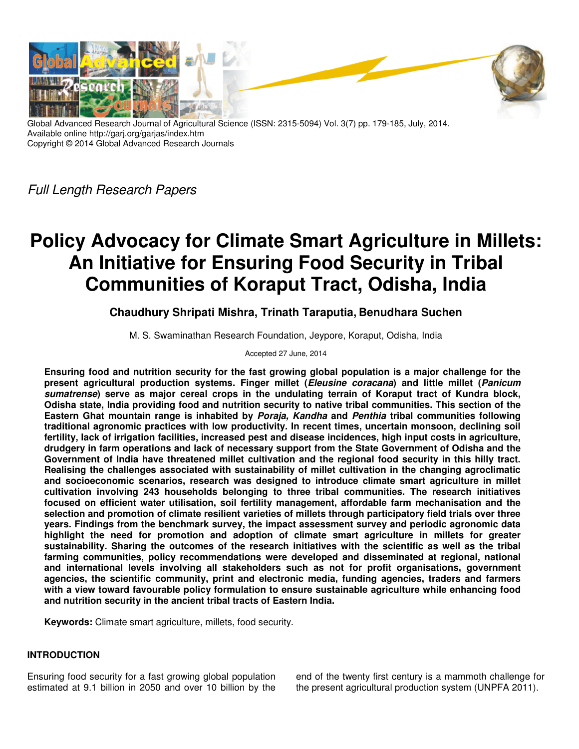Global Advanced Research Journal of Agricultural Science (ISSN: 2315-5094) Vol. 3(7) pp. 179-185, July, 2014.
Available online http://garj.org/garjas/index.htm
Copyright © 2014 Global Advanced Research Journals

*Full Length Research Papers*

# Policy Advocacy for Climate Smart Agriculture in Millets: An Initiative for Ensuring Food Security in Tribal Communities of Koraput Tract, Odisha, India

**Chaudhury Shripati Mishra, Trinath Taraputia, Benudhara Suchen**

M. S. Swaminathan Research Foundation, Jeypore, Koraput, Odisha, India

Accepted 27 June, 2014

**Ensuring food and nutrition security for the fast growing global population is a major challenge for the present agricultural production systems. Finger millet (*Eleusine coracana*) and little millet (*Panicum sumatrense*) serve as major cereal crops in the undulating terrain of Koraput tract of Kundra block, Odisha state, India providing food and nutrition security to native tribal communities. This section of the Eastern Ghat mountain range is inhabited by *Poraja, Kandha* and *Penthia* tribal communities following traditional agronomic practices with low productivity. In recent times, uncertain monsoon, declining soil fertility, lack of irrigation facilities, increased pest and disease incidences, high input costs in agriculture, drudgery in farm operations and lack of necessary support from the State Government of Odisha and the Government of India have threatened millet cultivation and the regional food security in this hilly tract. Realising the challenges associated with sustainability of millet cultivation in the changing agroclimatic and socioeconomic scenarios, research was designed to introduce climate smart agriculture in millet cultivation involving 243 households belonging to three tribal communities. The research initiatives focused on efficient water utilisation, soil fertility management, affordable farm mechanisation and the selection and promotion of climate resilient varieties of millets through participatory field trials over three years. Findings from the benchmark survey, the impact assessment survey and periodic agronomic data highlight the need for promotion and adoption of climate smart agriculture in millets for greater sustainability. Sharing the outcomes of the research initiatives with the scientific as well as the tribal farming communities, policy recommendations were developed and disseminated at regional, national and international levels involving all stakeholders such as not for profit organisations, government agencies, the scientific community, print and electronic media, funding agencies, traders and farmers with a view toward favourable policy formulation to ensure sustainable agriculture while enhancing food and nutrition security in the ancient tribal tracts of Eastern India.**

**Keywords:** Climate smart agriculture, millets, food security.

## INTRODUCTION

Ensuring food security for a fast growing global population estimated at 9.1 billion in 2050 and over 10 billion by the end of the twenty first century is a mammoth challenge for the present agricultural production system (UNPFA 2011).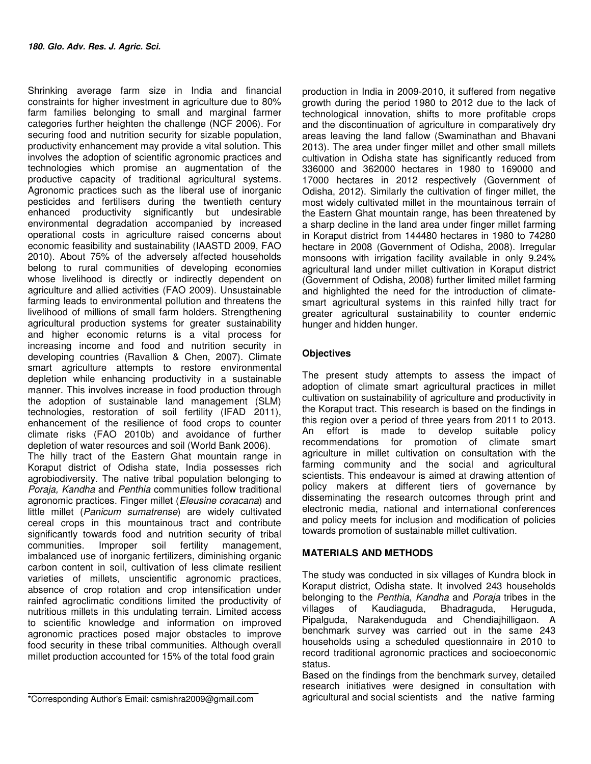Shrinking average farm size in India and financial constraints for higher investment in agriculture due to 80% farm families belonging to small and marginal farmer categories further heighten the challenge (NCF 2006). For securing food and nutrition security for sizable population, productivity enhancement may provide a vital solution. This involves the adoption of scientific agronomic practices and technologies which promise an augmentation of the productive capacity of traditional agricultural systems. Agronomic practices such as the liberal use of inorganic pesticides and fertilisers during the twentieth century enhanced productivity significantly but undesirable environmental degradation accompanied by increased operational costs in agriculture raised concerns about economic feasibility and sustainability (IAASTD 2009, FAO 2010). About 75% of the adversely affected households belong to rural communities of developing economies whose livelihood is directly or indirectly dependent on agriculture and allied activities (FAO 2009). Unsustainable farming leads to environmental pollution and threatens the livelihood of millions of small farm holders. Strengthening agricultural production systems for greater sustainability and higher economic returns is a vital process for increasing income and food and nutrition security in developing countries (Ravallion & Chen, 2007). Climate smart agriculture attempts to restore environmental depletion while enhancing productivity in a sustainable manner. This involves increase in food production through the adoption of sustainable land management (SLM) technologies, restoration of soil fertility (IFAD 2011), enhancement of the resilience of food crops to counter climate risks (FAO 2010b) and avoidance of further depletion of water resources and soil (World Bank 2006).

The hilly tract of the Eastern Ghat mountain range in Koraput district of Odisha state, India possesses rich agrobiodiversity. The native tribal population belonging to *Poraja, Kandha* and *Penthia* communities follow traditional agronomic practices. Finger millet (*Eleusine coracana*) and little millet (*Panicum sumatrense*) are widely cultivated cereal crops in this mountainous tract and contribute significantly towards food and nutrition security of tribal communities. Improper soil fertility management, imbalanced use of inorganic fertilizers, diminishing organic carbon content in soil, cultivation of less climate resilient varieties of millets, unscientific agronomic practices, absence of crop rotation and crop intensification under rainfed agroclimatic conditions limited the productivity of nutritious millets in this undulating terrain. Limited access to scientific knowledge and information on improved agronomic practices posed major obstacles to improve food security in these tribal communities. Although overall millet production accounted for 15% of the total food grain production in India in 2009-2010, it suffered from negative growth during the period 1980 to 2012 due to the lack of technological innovation, shifts to more profitable crops and the discontinuation of agriculture in comparatively dry areas leaving the land fallow (Swaminathan and Bhavani 2013). The area under finger millet and other small millets cultivation in Odisha state has significantly reduced from 336000 and 362000 hectares in 1980 to 169000 and 17000 hectares in 2012 respectively (Government of Odisha, 2012). Similarly the cultivation of finger millet, the most widely cultivated millet in the mountainous terrain of the Eastern Ghat mountain range, has been threatened by a sharp decline in the land area under finger millet farming in Koraput district from 144480 hectares in 1980 to 74280 hectare in 2008 (Government of Odisha, 2008). Irregular monsoons with irrigation facility available in only 9.24% agricultural land under millet cultivation in Koraput district (Government of Odisha, 2008) further limited millet farming and highlighted the need for the introduction of climate-smart agricultural systems in this rainfed hilly tract for greater agricultural sustainability to counter endemic hunger and hidden hunger.

## Objectives

The present study attempts to assess the impact of adoption of climate smart agricultural practices in millet cultivation on sustainability of agriculture and productivity in the Koraput tract. This research is based on the findings in this region over a period of three years from 2011 to 2013. An effort is made to develop suitable policy recommendations for promotion of climate smart agriculture in millet cultivation on consultation with the farming community and the social and agricultural scientists. This endeavour is aimed at drawing attention of policy makers at different tiers of governance by disseminating the research outcomes through print and electronic media, national and international conferences and policy meets for inclusion and modification of policies towards promotion of sustainable millet cultivation.

## MATERIALS AND METHODS

The study was conducted in six villages of Kundra block in Koraput district, Odisha state. It involved 243 households belonging to the *Penthia*, *Kandha* and *Poraja* tribes in the villages of Kaudiaguda, Bhadraguda, Heruguda, Pipalguda, Narakenduguda and Chendiajhilligaon. A benchmark survey was carried out in the same 243 households using a scheduled questionnaire in 2010 to record traditional agronomic practices and socioeconomic status.

Based on the findings from the benchmark survey, detailed research initiatives were designed in consultation with agricultural and social scientists and the native farming

*Corresponding Author's Email: csmishra2009@gmail.com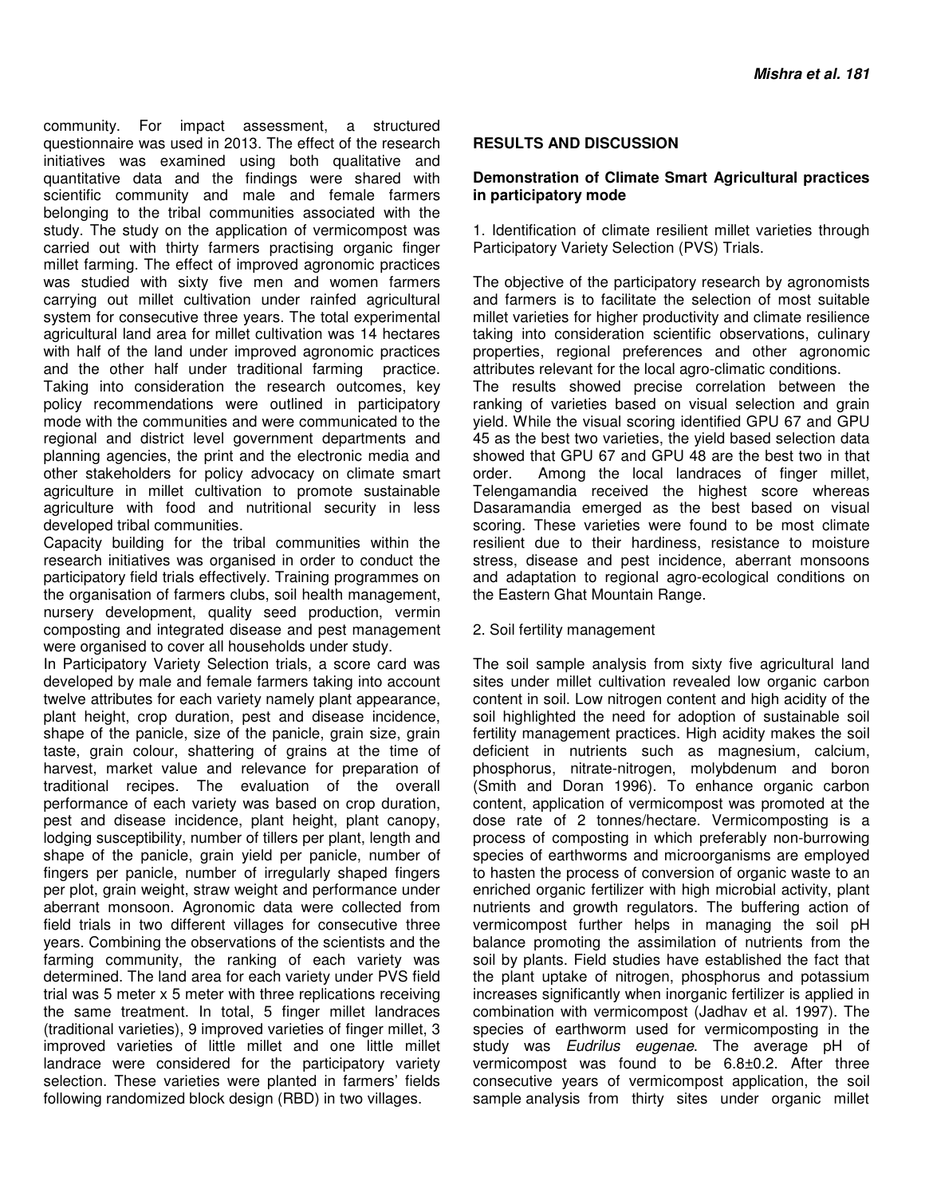community. For impact assessment, a structured questionnaire was used in 2013. The effect of the research initiatives was examined using both qualitative and quantitative data and the findings were shared with scientific community and male and female farmers belonging to the tribal communities associated with the study. The study on the application of vermicompost was carried out with thirty farmers practising organic finger millet farming. The effect of improved agronomic practices was studied with sixty five men and women farmers carrying out millet cultivation under rainfed agricultural system for consecutive three years. The total experimental agricultural land area for millet cultivation was 14 hectares with half of the land under improved agronomic practices and the other half under traditional farming practice. Taking into consideration the research outcomes, key policy recommendations were outlined in participatory mode with the communities and were communicated to the regional and district level government departments and planning agencies, the print and the electronic media and other stakeholders for policy advocacy on climate smart agriculture in millet cultivation to promote sustainable agriculture with food and nutritional security in less developed tribal communities.

Capacity building for the tribal communities within the research initiatives was organised in order to conduct the participatory field trials effectively. Training programmes on the organisation of farmers clubs, soil health management, nursery development, quality seed production, vermin composting and integrated disease and pest management were organised to cover all households under study.

In Participatory Variety Selection trials, a score card was developed by male and female farmers taking into account twelve attributes for each variety namely plant appearance, plant height, crop duration, pest and disease incidence, shape of the panicle, size of the panicle, grain size, grain taste, grain colour, shattering of grains at the time of harvest, market value and relevance for preparation of traditional recipes. The evaluation of the overall performance of each variety was based on crop duration, pest and disease incidence, plant height, plant canopy, lodging susceptibility, number of tillers per plant, length and shape of the panicle, grain yield per panicle, number of fingers per panicle, number of irregularly shaped fingers per plot, grain weight, straw weight and performance under aberrant monsoon. Agronomic data were collected from field trials in two different villages for consecutive three years. Combining the observations of the scientists and the farming community, the ranking of each variety was determined. The land area for each variety under PVS field trial was 5 meter x 5 meter with three replications receiving the same treatment. In total, 5 finger millet landraces (traditional varieties), 9 improved varieties of finger millet, 3 improved varieties of little millet and one little millet landrace were considered for the participatory variety selection. These varieties were planted in farmers' fields following randomized block design (RBD) in two villages.

## RESULTS AND DISCUSSION

### Demonstration of Climate Smart Agricultural practices in participatory mode

1. Identification of climate resilient millet varieties through Participatory Variety Selection (PVS) Trials.

The objective of the participatory research by agronomists and farmers is to facilitate the selection of most suitable millet varieties for higher productivity and climate resilience taking into consideration scientific observations, culinary properties, regional preferences and other agronomic attributes relevant for the local agro-climatic conditions.

The results showed precise correlation between the ranking of varieties based on visual selection and grain yield. While the visual scoring identified GPU 67 and GPU 45 as the best two varieties, the yield based selection data showed that GPU 67 and GPU 48 are the best two in that order. Among the local landraces of finger millet, Telengamandia received the highest score whereas Dasaramandia emerged as the best based on visual scoring. These varieties were found to be most climate resilient due to their hardiness, resistance to moisture stress, disease and pest incidence, aberrant monsoons and adaptation to regional agro-ecological conditions on the Eastern Ghat Mountain Range.

2. Soil fertility management

The soil sample analysis from sixty five agricultural land sites under millet cultivation revealed low organic carbon content in soil. Low nitrogen content and high acidity of the soil highlighted the need for adoption of sustainable soil fertility management practices. High acidity makes the soil deficient in nutrients such as magnesium, calcium, phosphorus, nitrate-nitrogen, molybdenum and boron (Smith and Doran 1996). To enhance organic carbon content, application of vermicompost was promoted at the dose rate of 2 tonnes/hectare. Vermicomposting is a process of composting in which preferably non-burrowing species of earthworms and microorganisms are employed to hasten the process of conversion of organic waste to an enriched organic fertilizer with high microbial activity, plant nutrients and growth regulators. The buffering action of vermicompost further helps in managing the soil pH balance promoting the assimilation of nutrients from the soil by plants. Field studies have established the fact that the plant uptake of nitrogen, phosphorus and potassium increases significantly when inorganic fertilizer is applied in combination with vermicompost (Jadhav et al. 1997). The species of earthworm used for vermicomposting in the study was *Eudrilus eugenae*. The average pH of vermicompost was found to be 6.8±0.2. After three consecutive years of vermicompost application, the soil sample analysis from thirty sites under organic millet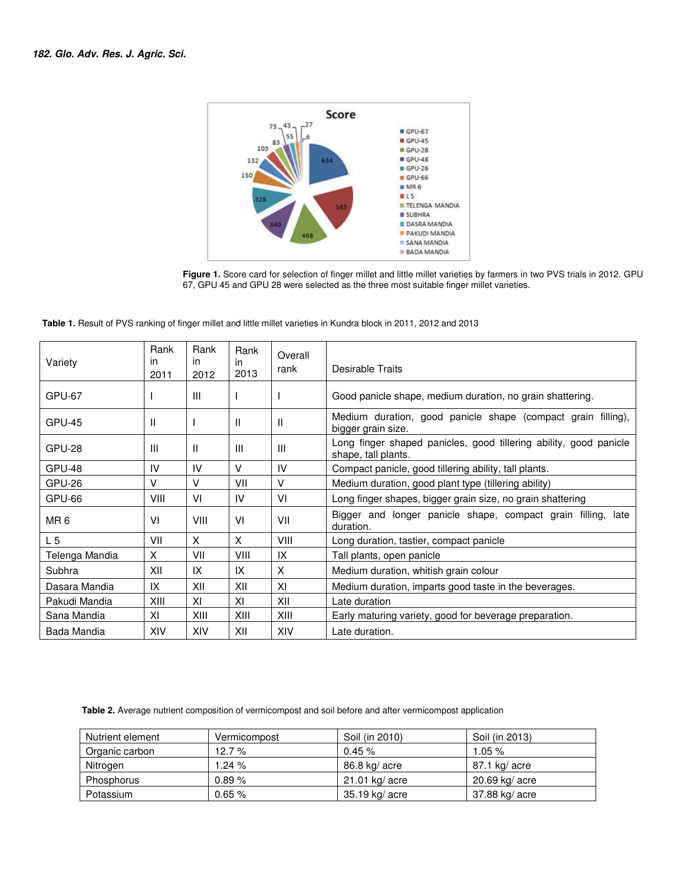Figure 1. Score card for selection of finger millet and little millet varieties by farmers in two PVS trials in 2012. GPU 67, GPU 45 and GPU 28 were selected as the three most suitable finger millet varieties.

Table 1. Result of PVS ranking of finger millet and little millet varieties in Kundra block in 2011, 2012 and 2013

| Variety | Rank in 2011 | Rank in 2012 | Rank in 2013 | Overall rank | Desirable Traits |
|---|---|---|---|---|---|
| GPU-67 | I | III | I | I | Good panicle shape, medium duration, no grain shattering. |
| GPU-45 | II | I | II | II | Medium duration, good panicle shape (compact grain filling), bigger grain size. |
| GPU-28 | III | II | III | III | Long finger shaped panicles, good tillering ability, good panicle shape, tall plants. |
| GPU-48 | IV | IV | V | IV | Compact panicle, good tillering ability, tall plants. |
| GPU-26 | V | V | VII | V | Medium duration, good plant type (tillering ability) |
| GPU-66 | VIII | VI | IV | VI | Long finger shapes, bigger grain size, no grain shattering |
| MR 6 | VI | VIII | VI | VII | Bigger and longer panicle shape, compact grain filling, late duration. |
| L 5 | VII | X | X | VIII | Long duration, tastier, compact panicle |
| Telenga Mandia | X | VII | VIII | IX | Tall plants, open panicle |
| Subhra | XII | IX | IX | X | Medium duration, whitish grain colour |
| Dasara Mandia | IX | XII | XII | XI | Medium duration, imparts good taste in the beverages. |
| Pakudi Mandia | XIII | XI | XI | XII | Late duration |
| Sana Mandia | XI | XIII | XIII | XIII | Early maturing variety, good for beverage preparation. |
| Bada Mandia | XIV | XIV | XII | XIV | Late duration. |

Table 2. Average nutrient composition of vermicompost and soil before and after vermicompost application

| Nutrient element | Vermicompost | Soil (in 2010) | Soil (in 2013) |
|---|---|---|---|
| Organic carbon | 12.7 % | 0.45 % | 1.05 % |
| Nitrogen | 1.24 % | 86.8 kg/ acre | 87.1 kg/ acre |
| Phosphorus | 0.89 % | 21.01 kg/ acre | 20.69 kg/ acre |
| Potassium | 0.65 % | 35.19 kg/ acre | 37.88 kg/ acre |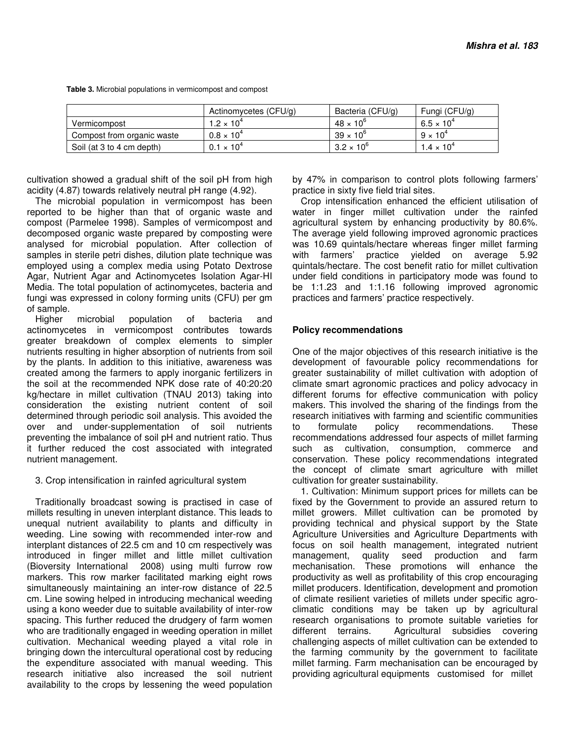**Table 3.** Microbial populations in vermicompost and compost

| | Actinomycetes (CFU/g) | Bacteria (CFU/g) | Fungi (CFU/g) |
|---|---|---|---|
| Vermicompost | $1.2 \times 10^4$ | $48 \times 10^6$ | $6.5 \times 10^4$ |
| Compost from organic waste | $0.8 \times 10^4$ | $39 \times 10^6$ | $9 \times 10^4$ |
| Soil (at 3 to 4 cm depth) | $0.1 \times 10^4$ | $3.2 \times 10^6$ | $1.4 \times 10^4$ |

cultivation showed a gradual shift of the soil pH from high acidity (4.87) towards relatively neutral pH range (4.92).

The microbial population in vermicompost has been reported to be higher than that of organic waste and compost (Parmelee 1998). Samples of vermicompost and decomposed organic waste prepared by composting were analysed for microbial population. After collection of samples in sterile petri dishes, dilution plate technique was employed using a complex media using Potato Dextrose Agar, Nutrient Agar and Actinomycetes Isolation Agar-HI Media. The total population of actinomycetes, bacteria and fungi was expressed in colony forming units (CFU) per gm of sample.

Higher microbial population of bacteria and actinomycetes in vermicompost contributes towards greater breakdown of complex elements to simpler nutrients resulting in higher absorption of nutrients from soil by the plants. In addition to this initiative, awareness was created among the farmers to apply inorganic fertilizers in the soil at the recommended NPK dose rate of 40:20:20 kg/hectare in millet cultivation (TNAU 2013) taking into consideration the existing nutrient content of soil determined through periodic soil analysis. This avoided the over and under-supplementation of soil nutrients preventing the imbalance of soil pH and nutrient ratio. Thus it further reduced the cost associated with integrated nutrient management.

3. Crop intensification in rainfed agricultural system

Traditionally broadcast sowing is practised in case of millets resulting in uneven interplant distance. This leads to unequal nutrient availability to plants and difficulty in weeding. Line sowing with recommended inter-row and interplant distances of 22.5 cm and 10 cm respectively was introduced in finger millet and little millet cultivation (Bioversity International 2008) using multi furrow row markers. This row marker facilitated marking eight rows simultaneously maintaining an inter-row distance of 22.5 cm. Line sowing helped in introducing mechanical weeding using a kono weeder due to suitable availability of inter-row spacing. This further reduced the drudgery of farm women who are traditionally engaged in weeding operation in millet cultivation. Mechanical weeding played a vital role in bringing down the intercultural operational cost by reducing the expenditure associated with manual weeding. This research initiative also increased the soil nutrient availability to the crops by lessening the weed population by 47% in comparison to control plots following farmers' practice in sixty five field trial sites.

Crop intensification enhanced the efficient utilisation of water in finger millet cultivation under the rainfed agricultural system by enhancing productivity by 80.6%. The average yield following improved agronomic practices was 10.69 quintals/hectare whereas finger millet farming with farmers' practice yielded on average 5.92 quintals/hectare. The cost benefit ratio for millet cultivation under field conditions in participatory mode was found to be 1:1.23 and 1:1.16 following improved agronomic practices and farmers' practice respectively.

## Policy recommendations

One of the major objectives of this research initiative is the development of favourable policy recommendations for greater sustainability of millet cultivation with adoption of climate smart agronomic practices and policy advocacy in different forums for effective communication with policy makers. This involved the sharing of the findings from the research initiatives with farming and scientific communities to formulate policy recommendations. These recommendations addressed four aspects of millet farming such as cultivation, consumption, commerce and conservation. These policy recommendations integrated the concept of climate smart agriculture with millet cultivation for greater sustainability.

1. Cultivation: Minimum support prices for millets can be fixed by the Government to provide an assured return to millet growers. Millet cultivation can be promoted by providing technical and physical support by the State Agriculture Universities and Agriculture Departments with focus on soil health management, integrated nutrient management, quality seed production and farm mechanisation. These promotions will enhance the productivity as well as profitability of this crop encouraging millet producers. Identification, development and promotion of climate resilient varieties of millets under specific agro-climatic conditions may be taken up by agricultural research organisations to promote suitable varieties for different terrains. Agricultural subsidies covering challenging aspects of millet cultivation can be extended to the farming community by the government to facilitate millet farming. Farm mechanisation can be encouraged by providing agricultural equipments customised for millet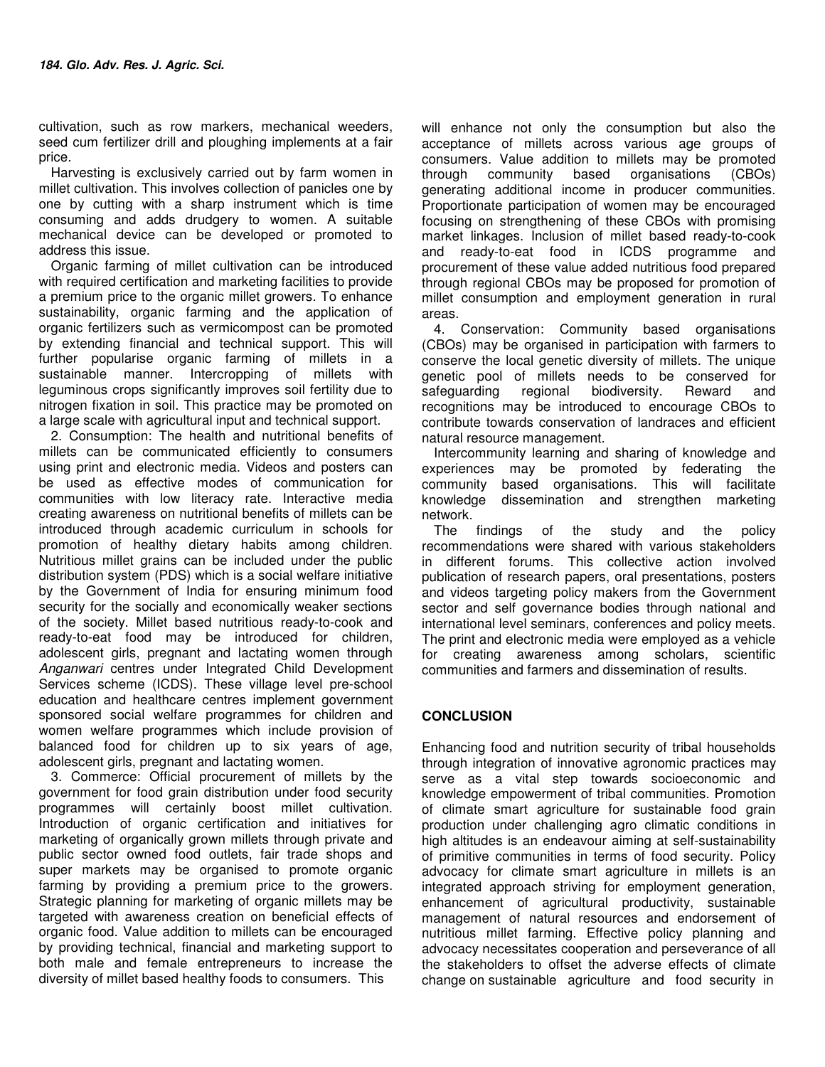cultivation, such as row markers, mechanical weeders, seed cum fertilizer drill and ploughing implements at a fair price.

Harvesting is exclusively carried out by farm women in millet cultivation. This involves collection of panicles one by one by cutting with a sharp instrument which is time consuming and adds drudgery to women. A suitable mechanical device can be developed or promoted to address this issue.

Organic farming of millet cultivation can be introduced with required certification and marketing facilities to provide a premium price to the organic millet growers. To enhance sustainability, organic farming and the application of organic fertilizers such as vermicompost can be promoted by extending financial and technical support. This will further popularise organic farming of millets in a sustainable manner. Intercropping of millets with leguminous crops significantly improves soil fertility due to nitrogen fixation in soil. This practice may be promoted on a large scale with agricultural input and technical support.

2. Consumption: The health and nutritional benefits of millets can be communicated efficiently to consumers using print and electronic media. Videos and posters can be used as effective modes of communication for communities with low literacy rate. Interactive media creating awareness on nutritional benefits of millets can be introduced through academic curriculum in schools for promotion of healthy dietary habits among children. Nutritious millet grains can be included under the public distribution system (PDS) which is a social welfare initiative by the Government of India for ensuring minimum food security for the socially and economically weaker sections of the society. Millet based nutritious ready-to-cook and ready-to-eat food may be introduced for children, adolescent girls, pregnant and lactating women through *Anganwari* centres under Integrated Child Development Services scheme (ICDS). These village level pre-school education and healthcare centres implement government sponsored social welfare programmes for children and women welfare programmes which include provision of balanced food for children up to six years of age, adolescent girls, pregnant and lactating women.

3. Commerce: Official procurement of millets by the government for food grain distribution under food security programmes will certainly boost millet cultivation. Introduction of organic certification and initiatives for marketing of organically grown millets through private and public sector owned food outlets, fair trade shops and super markets may be organised to promote organic farming by providing a premium price to the growers. Strategic planning for marketing of organic millets may be targeted with awareness creation on beneficial effects of organic food. Value addition to millets can be encouraged by providing technical, financial and marketing support to both male and female entrepreneurs to increase the diversity of millet based healthy foods to consumers. This will enhance not only the consumption but also the acceptance of millets across various age groups of consumers. Value addition to millets may be promoted through community based organisations (CBOs) generating additional income in producer communities. Proportionate participation of women may be encouraged focusing on strengthening of these CBOs with promising market linkages. Inclusion of millet based ready-to-cook and ready-to-eat food in ICDS programme and procurement of these value added nutritious food prepared through regional CBOs may be proposed for promotion of millet consumption and employment generation in rural areas.

4. Conservation: Community based organisations (CBOs) may be organised in participation with farmers to conserve the local genetic diversity of millets. The unique genetic pool of millets needs to be conserved for safeguarding regional biodiversity. Reward and recognitions may be introduced to encourage CBOs to contribute towards conservation of landraces and efficient natural resource management.

Intercommunity learning and sharing of knowledge and experiences may be promoted by federating the community based organisations. This will facilitate knowledge dissemination and strengthen marketing network.

The findings of the study and the policy recommendations were shared with various stakeholders in different forums. This collective action involved publication of research papers, oral presentations, posters and videos targeting policy makers from the Government sector and self governance bodies through national and international level seminars, conferences and policy meets. The print and electronic media were employed as a vehicle for creating awareness among scholars, scientific communities and farmers and dissemination of results.

## CONCLUSION

Enhancing food and nutrition security of tribal households through integration of innovative agronomic practices may serve as a vital step towards socioeconomic and knowledge empowerment of tribal communities. Promotion of climate smart agriculture for sustainable food grain production under challenging agro climatic conditions in high altitudes is an endeavour aiming at self-sustainability of primitive communities in terms of food security. Policy advocacy for climate smart agriculture in millets is an integrated approach striving for employment generation, enhancement of agricultural productivity, sustainable management of natural resources and endorsement of nutritious millet farming. Effective policy planning and advocacy necessitates cooperation and perseverance of all the stakeholders to offset the adverse effects of climate change on sustainable agriculture and food security in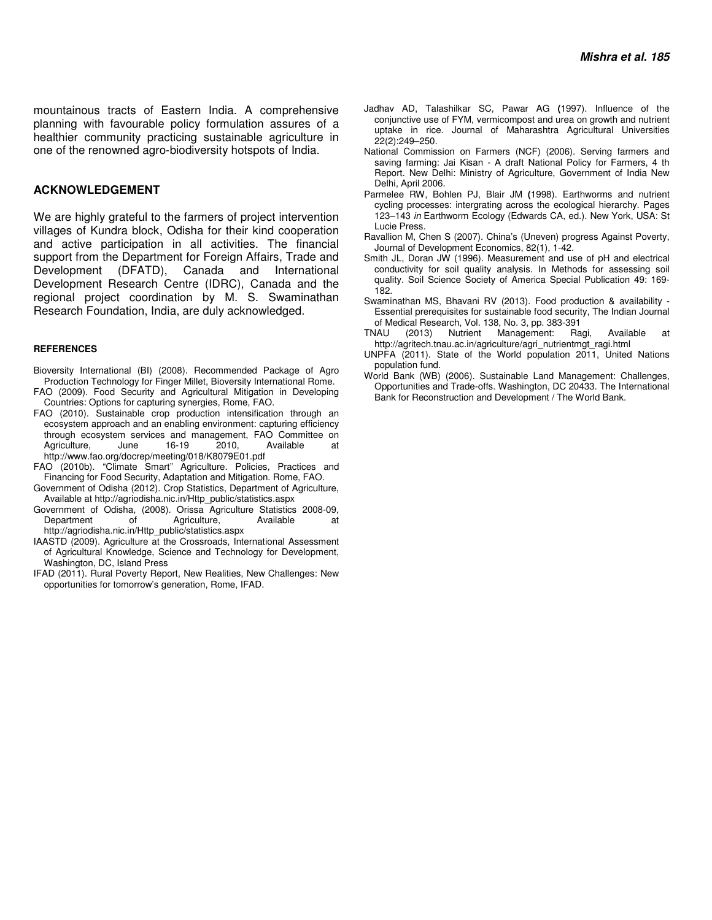mountainous tracts of Eastern India. A comprehensive planning with favourable policy formulation assures of a healthier community practicing sustainable agriculture in one of the renowned agro-biodiversity hotspots of India.

## ACKNOWLEDGEMENT

We are highly grateful to the farmers of project intervention villages of Kundra block, Odisha for their kind cooperation and active participation in all activities. The financial support from the Department for Foreign Affairs, Trade and Development (DFATD), Canada and International Development Research Centre (IDRC), Canada and the regional project coordination by M. S. Swaminathan Research Foundation, India, are duly acknowledged.

## REFERENCES

Bioversity International (BI) (2008). Recommended Package of Agro Production Technology for Finger Millet, Bioversity International Rome.

FAO (2009). Food Security and Agricultural Mitigation in Developing Countries: Options for capturing synergies, Rome, FAO.

FAO (2010). Sustainable crop production intensification through an ecosystem approach and an enabling environment: capturing efficiency through ecosystem services and management, FAO Committee on Agriculture, June 16-19 2010, Available at http://www.fao.org/docrep/meeting/018/K8079E01.pdf

FAO (2010b). "Climate Smart" Agriculture. Policies, Practices and Financing for Food Security, Adaptation and Mitigation. Rome, FAO.

Government of Odisha (2012). Crop Statistics, Department of Agriculture, Available at http://agriodisha.nic.in/Http_public/statistics.aspx

Government of Odisha, (2008). Orissa Agriculture Statistics 2008-09, Department of Agriculture, Available at http://agriodisha.nic.in/Http_public/statistics.aspx

IAASTD (2009). Agriculture at the Crossroads, International Assessment of Agricultural Knowledge, Science and Technology for Development, Washington, DC, Island Press

IFAD (2011). Rural Poverty Report, New Realities, New Challenges: New opportunities for tomorrow's generation, Rome, IFAD.

Jadhav AD, Talashilkar SC, Pawar AG (1997). Influence of the conjunctive use of FYM, vermicompost and urea on growth and nutrient uptake in rice. Journal of Maharashtra Agricultural Universities 22(2):249–250.

National Commission on Farmers (NCF) (2006). Serving farmers and saving farming: Jai Kisan - A draft National Policy for Farmers, 4 th Report. New Delhi: Ministry of Agriculture, Government of India New Delhi, April 2006.

Parmelee RW, Bohlen PJ, Blair JM (1998). Earthworms and nutrient cycling processes: intergrating across the ecological hierarchy. Pages 123–143 *in* Earthworm Ecology (Edwards CA, ed.). New York, USA: St Lucie Press.

Ravallion M, Chen S (2007). China's (Uneven) progress Against Poverty, Journal of Development Economics, 82(1), 1-42.

Smith JL, Doran JW (1996). Measurement and use of pH and electrical conductivity for soil quality analysis. In Methods for assessing soil quality. Soil Science Society of America Special Publication 49: 169-182.

Swaminathan MS, Bhavani RV (2013). Food production & availability - Essential prerequisites for sustainable food security, The Indian Journal of Medical Research, Vol. 138, No. 3, pp. 383-391

TNAU (2013) Nutrient Management: Ragi, Available at http://agritech.tnau.ac.in/agriculture/agri_nutrientmgt_ragi.html

UNPFA (2011). State of the World population 2011, United Nations population fund.

World Bank (WB) (2006). Sustainable Land Management: Challenges, Opportunities and Trade-offs. Washington, DC 20433. The International Bank for Reconstruction and Development / The World Bank.